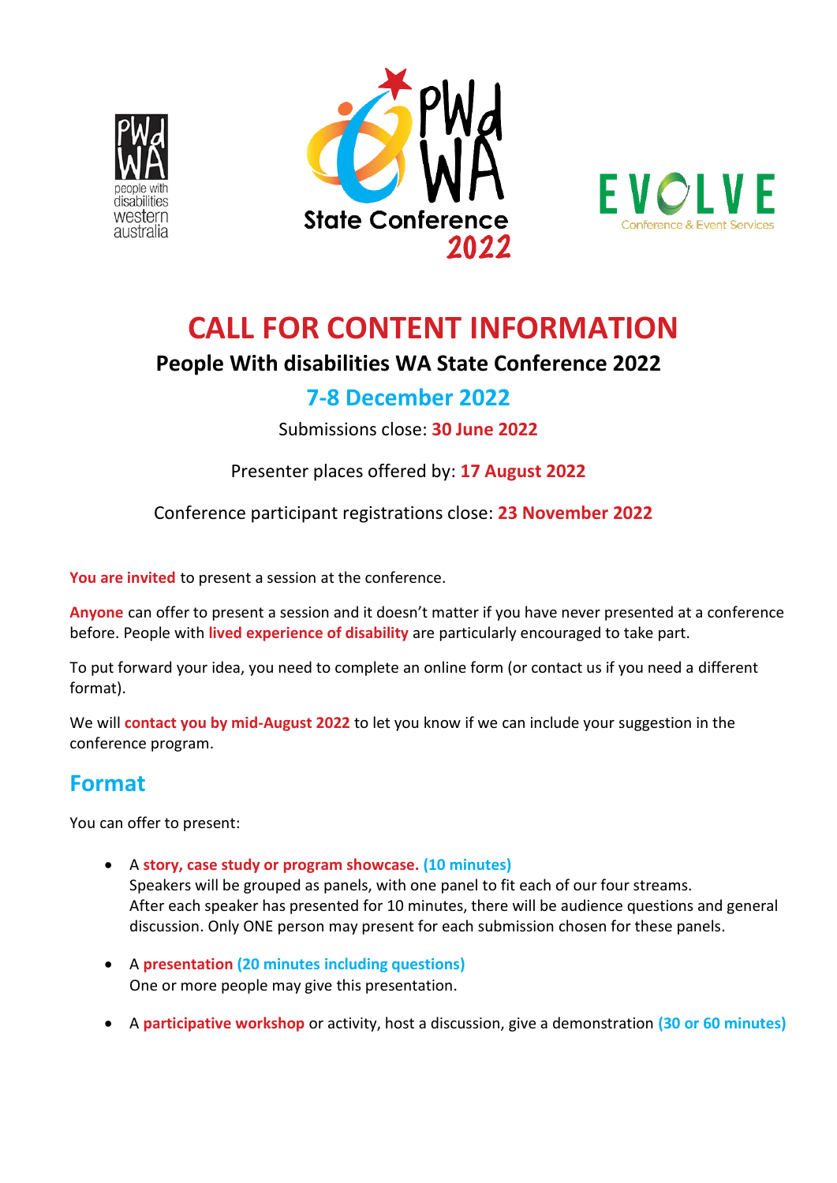# CALL FOR CONTENT INFORMATION

### People With disabilities WA State Conference 2022

## 7-8 December 2022

Submissions close: **30 June 2022**

Presenter places offered by: **17 August 2022**

Conference participant registrations close: **23 November 2022**

**You are invited** to present a session at the conference.

**Anyone** can offer to present a session and it doesn't matter if you have never presented at a conference before. People with **lived experience of disability** are particularly encouraged to take part.

To put forward your idea, you need to complete an online form (or contact us if you need a different format).

We will **contact you by mid-August 2022** to let you know if we can include your suggestion in the conference program.

## Format

You can offer to present:

- A **story, case study or program showcase.** **(10 minutes)**
  Speakers will be grouped as panels, with one panel to fit each of our four streams.
  After each speaker has presented for 10 minutes, there will be audience questions and general discussion. Only ONE person may present for each submission chosen for these panels.

- A **presentation** **(20 minutes including questions)**
  One or more people may give this presentation.

- A **participative workshop** or activity, host a discussion, give a demonstration **(30 or 60 minutes)**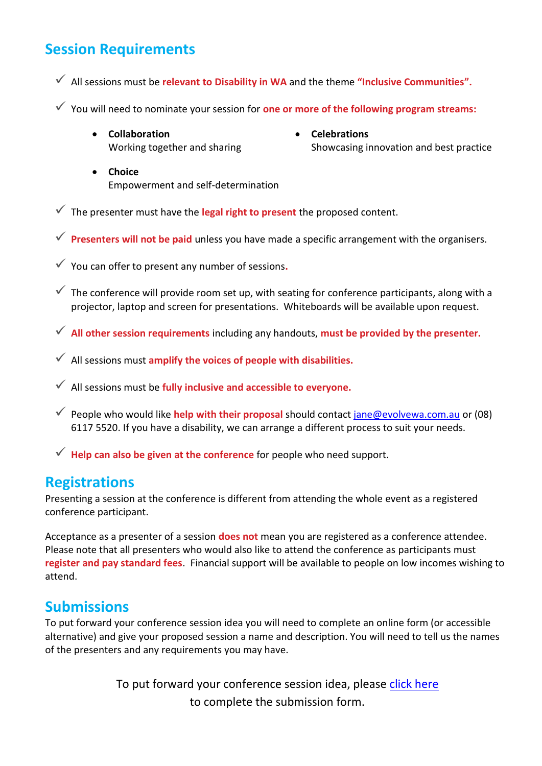## Session Requirements

- ✓ All sessions must be **relevant to Disability in WA** and the theme **"Inclusive Communities".**
- ✓ You will need to nominate your session for **one or more of the following program streams:**
  - **Collaboration**
    Working together and sharing
  - **Celebrations**
    Showcasing innovation and best practice
  - **Choice**
    Empowerment and self-determination
- ✓ The presenter must have the **legal right to present** the proposed content.
- ✓ **Presenters will not be paid** unless you have made a specific arrangement with the organisers.
- ✓ You can offer to present any number of sessions.
- ✓ The conference will provide room set up, with seating for conference participants, along with a projector, laptop and screen for presentations. Whiteboards will be available upon request.
- ✓ **All other session requirements** including any handouts, **must be provided by the presenter.**
- ✓ All sessions must **amplify the voices of people with disabilities.**
- ✓ All sessions must be **fully inclusive and accessible to everyone.**
- ✓ People who would like **help with their proposal** should contact jane@evolvewa.com.au or (08) 6117 5520. If you have a disability, we can arrange a different process to suit your needs.
- ✓ **Help can also be given at the conference** for people who need support.

## Registrations

Presenting a session at the conference is different from attending the whole event as a registered conference participant.

Acceptance as a presenter of a session **does not** mean you are registered as a conference attendee. Please note that all presenters who would also like to attend the conference as participants must **register and pay standard fees**. Financial support will be available to people on low incomes wishing to attend.

## Submissions

To put forward your conference session idea you will need to complete an online form (or accessible alternative) and give your proposed session a name and description. You will need to tell us the names of the presenters and any requirements you may have.

To put forward your conference session idea, please click here
to complete the submission form.